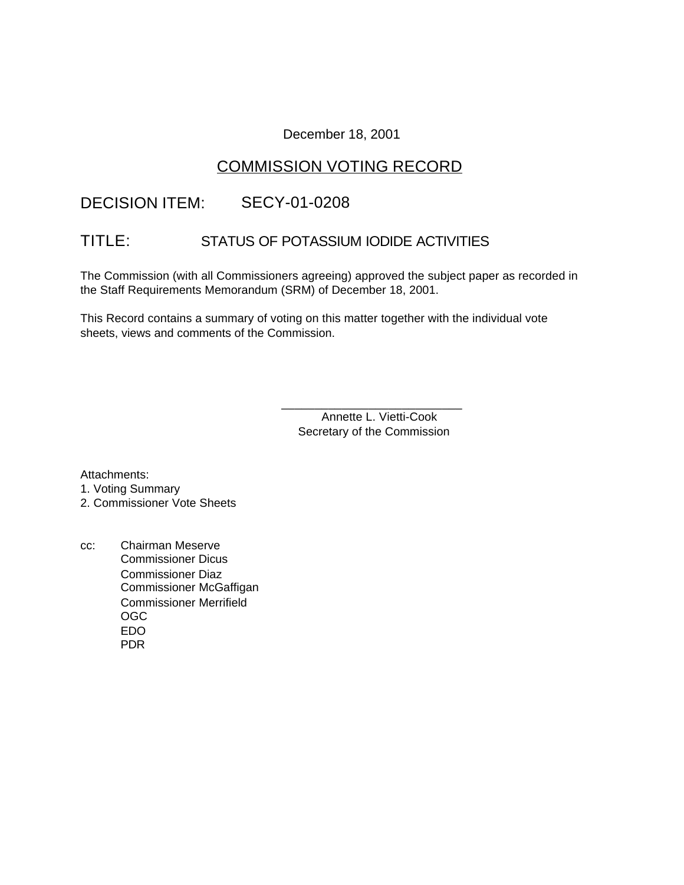December 18, 2001

# COMMISSION VOTING RECORD

DECISION ITEM: SECY-01-0208

TITLE: STATUS OF POTASSIUM IODIDE ACTIVITIES

The Commission (with all Commissioners agreeing) approved the subject paper as recorded in the Staff Requirements Memorandum (SRM) of December 18, 2001.

This Record contains a summary of voting on this matter together with the individual vote sheets, views and comments of the Commission.

\_\_\_\_\_\_\_\_\_\_\_\_\_\_\_\_\_\_\_\_\_\_\_\_\_\_\_\_
Annette L. Vietti-Cook
Secretary of the Commission

Attachments:
1. Voting Summary
2. Commissioner Vote Sheets

cc: Chairman Meserve
Commissioner Dicus
Commissioner Diaz
Commissioner McGaffigan
Commissioner Merrifield
OGC
EDO
PDR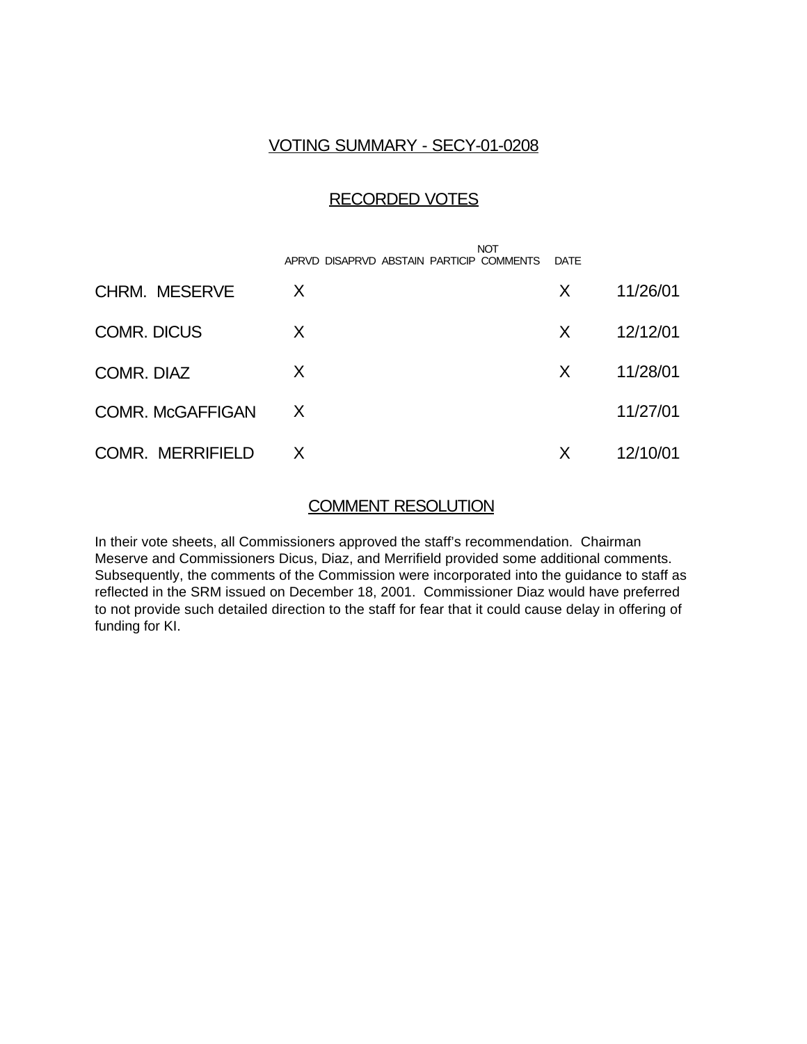# VOTING SUMMARY - SECY-01-0208

## RECORDED VOTES

| | APRVD | DISAPRVD | ABSTAIN | NOT PARTICIP | COMMENTS | DATE |
|---|---|---|---|---|---|---|
| CHRM. MESERVE | X | | | | X | 11/26/01 |
| COMR. DICUS | X | | | | X | 12/12/01 |
| COMR. DIAZ | X | | | | X | 11/28/01 |
| COMR. McGAFFIGAN | X | | | | | 11/27/01 |
| COMR. MERRIFIELD | X | | | | X | 12/10/01 |

## COMMENT RESOLUTION

In their vote sheets, all Commissioners approved the staff's recommendation. Chairman Meserve and Commissioners Dicus, Diaz, and Merrifield provided some additional comments. Subsequently, the comments of the Commission were incorporated into the guidance to staff as reflected in the SRM issued on December 18, 2001. Commissioner Diaz would have preferred to not provide such detailed direction to the staff for fear that it could cause delay in offering of funding for KI.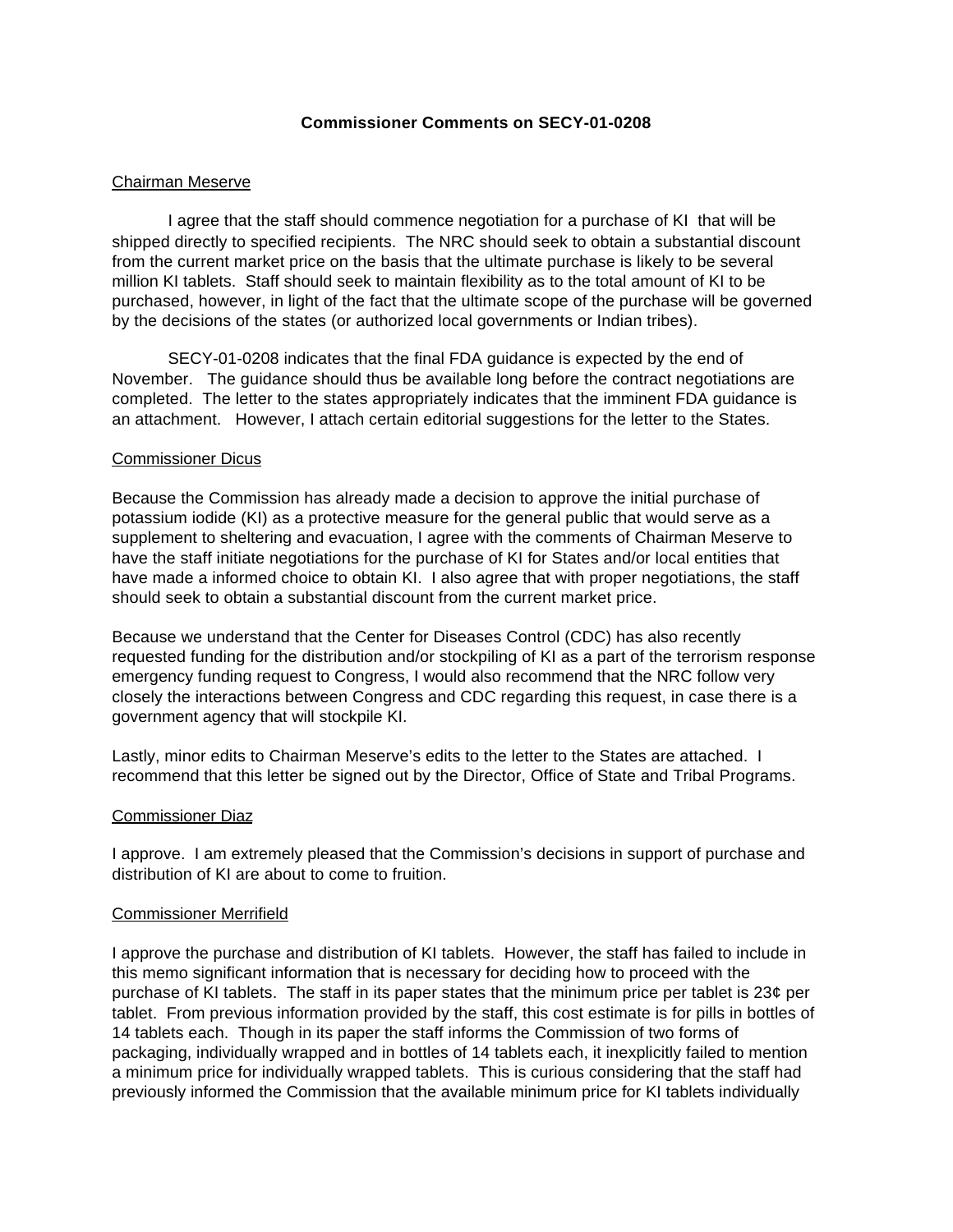**Commissioner Comments on SECY-01-0208**

Chairman Meserve

I agree that the staff should commence negotiation for a purchase of KI that will be shipped directly to specified recipients. The NRC should seek to obtain a substantial discount from the current market price on the basis that the ultimate purchase is likely to be several million KI tablets. Staff should seek to maintain flexibility as to the total amount of KI to be purchased, however, in light of the fact that the ultimate scope of the purchase will be governed by the decisions of the states (or authorized local governments or Indian tribes).

SECY-01-0208 indicates that the final FDA guidance is expected by the end of November. The guidance should thus be available long before the contract negotiations are completed. The letter to the states appropriately indicates that the imminent FDA guidance is an attachment. However, I attach certain editorial suggestions for the letter to the States.

Commissioner Dicus

Because the Commission has already made a decision to approve the initial purchase of potassium iodide (KI) as a protective measure for the general public that would serve as a supplement to sheltering and evacuation, I agree with the comments of Chairman Meserve to have the staff initiate negotiations for the purchase of KI for States and/or local entities that have made a informed choice to obtain KI. I also agree that with proper negotiations, the staff should seek to obtain a substantial discount from the current market price.

Because we understand that the Center for Diseases Control (CDC) has also recently requested funding for the distribution and/or stockpiling of KI as a part of the terrorism response emergency funding request to Congress, I would also recommend that the NRC follow very closely the interactions between Congress and CDC regarding this request, in case there is a government agency that will stockpile KI.

Lastly, minor edits to Chairman Meserve's edits to the letter to the States are attached. I recommend that this letter be signed out by the Director, Office of State and Tribal Programs.

Commissioner Diaz

I approve. I am extremely pleased that the Commission's decisions in support of purchase and distribution of KI are about to come to fruition.

Commissioner Merrifield

I approve the purchase and distribution of KI tablets. However, the staff has failed to include in this memo significant information that is necessary for deciding how to proceed with the purchase of KI tablets. The staff in its paper states that the minimum price per tablet is 23¢ per tablet. From previous information provided by the staff, this cost estimate is for pills in bottles of 14 tablets each. Though in its paper the staff informs the Commission of two forms of packaging, individually wrapped and in bottles of 14 tablets each, it inexplicitly failed to mention a minimum price for individually wrapped tablets. This is curious considering that the staff had previously informed the Commission that the available minimum price for KI tablets individually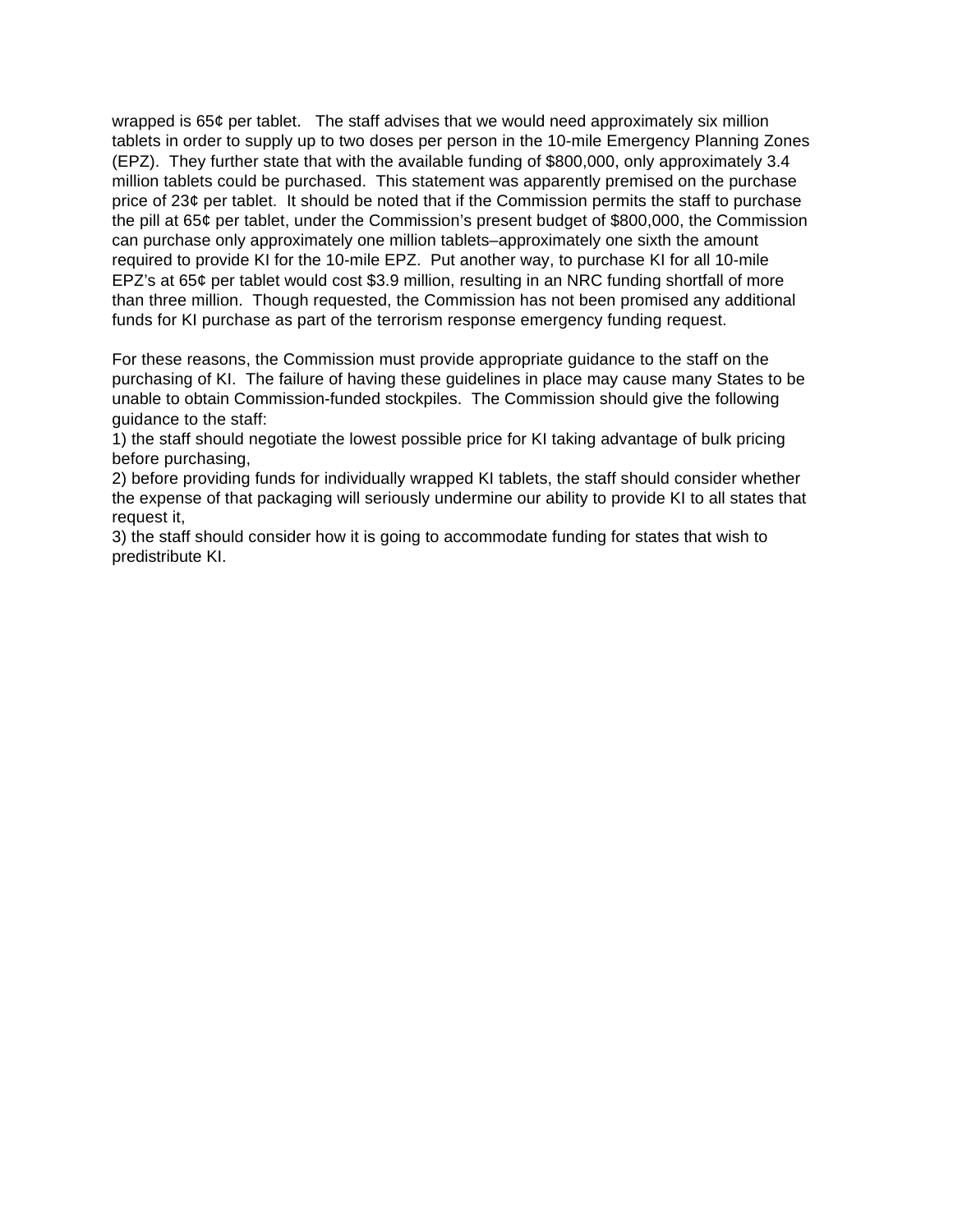wrapped is 65¢ per tablet. The staff advises that we would need approximately six million tablets in order to supply up to two doses per person in the 10-mile Emergency Planning Zones (EPZ). They further state that with the available funding of $800,000, only approximately 3.4 million tablets could be purchased. This statement was apparently premised on the purchase price of 23¢ per tablet. It should be noted that if the Commission permits the staff to purchase the pill at 65¢ per tablet, under the Commission's present budget of $800,000, the Commission can purchase only approximately one million tablets–approximately one sixth the amount required to provide KI for the 10-mile EPZ. Put another way, to purchase KI for all 10-mile EPZ's at 65¢ per tablet would cost $3.9 million, resulting in an NRC funding shortfall of more than three million. Though requested, the Commission has not been promised any additional funds for KI purchase as part of the terrorism response emergency funding request.

For these reasons, the Commission must provide appropriate guidance to the staff on the purchasing of KI. The failure of having these guidelines in place may cause many States to be unable to obtain Commission-funded stockpiles. The Commission should give the following guidance to the staff:

1) the staff should negotiate the lowest possible price for KI taking advantage of bulk pricing before purchasing,

2) before providing funds for individually wrapped KI tablets, the staff should consider whether the expense of that packaging will seriously undermine our ability to provide KI to all states that request it,

3) the staff should consider how it is going to accommodate funding for states that wish to predistribute KI.